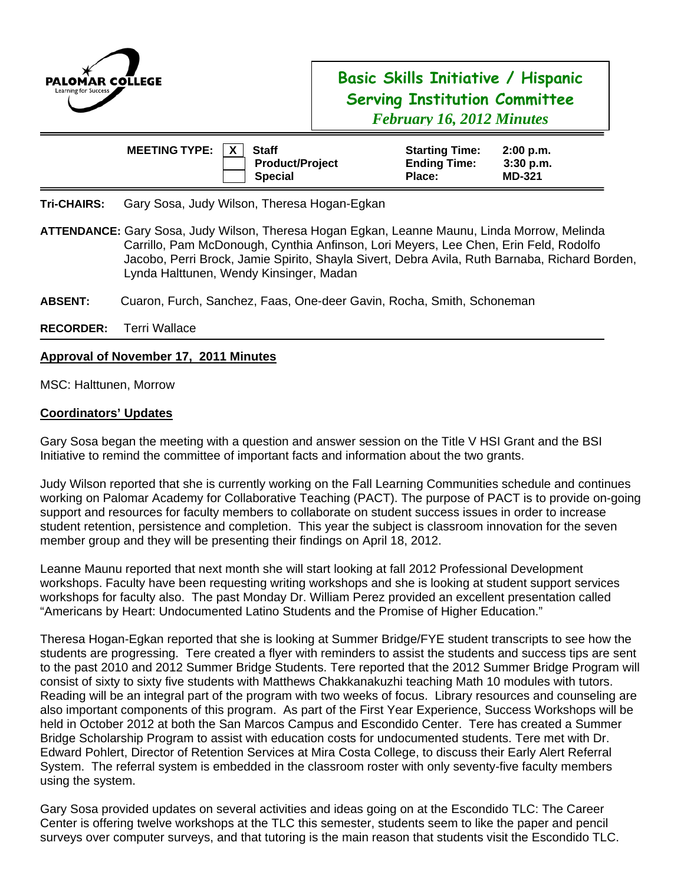PALOMAR COLLEGE
Learning for Success

# Basic Skills Initiative / Hispanic Serving Institution Committee

*February 16, 2012 Minutes*

| MEETING TYPE: | | | | |
|---|---|---|---|---|
| X | Staff | | Starting Time: | 2:00 p.m. |
| | Product/Project | | Ending Time: | 3:30 p.m. |
| | Special | | Place: | MD-321 |

**Tri-CHAIRS:** Gary Sosa, Judy Wilson, Theresa Hogan-Egkan

**ATTENDANCE:** Gary Sosa, Judy Wilson, Theresa Hogan Egkan, Leanne Maunu, Linda Morrow, Melinda Carrillo, Pam McDonough, Cynthia Anfinson, Lori Meyers, Lee Chen, Erin Feld, Rodolfo Jacobo, Perri Brock, Jamie Spirito, Shayla Sivert, Debra Avila, Ruth Barnaba, Richard Borden, Lynda Halttunen, Wendy Kinsinger, Madan

**ABSENT:** Cuaron, Furch, Sanchez, Faas, One-deer Gavin, Rocha, Smith, Schoneman

**RECORDER:** Terri Wallace

## Approval of November 17, 2011 Minutes

MSC: Halttunen, Morrow

## Coordinators' Updates

Gary Sosa began the meeting with a question and answer session on the Title V HSI Grant and the BSI Initiative to remind the committee of important facts and information about the two grants.

Judy Wilson reported that she is currently working on the Fall Learning Communities schedule and continues working on Palomar Academy for Collaborative Teaching (PACT). The purpose of PACT is to provide on-going support and resources for faculty members to collaborate on student success issues in order to increase student retention, persistence and completion. This year the subject is classroom innovation for the seven member group and they will be presenting their findings on April 18, 2012.

Leanne Maunu reported that next month she will start looking at fall 2012 Professional Development workshops. Faculty have been requesting writing workshops and she is looking at student support services workshops for faculty also. The past Monday Dr. William Perez provided an excellent presentation called "Americans by Heart: Undocumented Latino Students and the Promise of Higher Education."

Theresa Hogan-Egkan reported that she is looking at Summer Bridge/FYE student transcripts to see how the students are progressing. Tere created a flyer with reminders to assist the students and success tips are sent to the past 2010 and 2012 Summer Bridge Students. Tere reported that the 2012 Summer Bridge Program will consist of sixty to sixty five students with Matthews Chakkanakuzhi teaching Math 10 modules with tutors. Reading will be an integral part of the program with two weeks of focus. Library resources and counseling are also important components of this program. As part of the First Year Experience, Success Workshops will be held in October 2012 at both the San Marcos Campus and Escondido Center. Tere has created a Summer Bridge Scholarship Program to assist with education costs for undocumented students. Tere met with Dr. Edward Pohlert, Director of Retention Services at Mira Costa College, to discuss their Early Alert Referral System. The referral system is embedded in the classroom roster with only seventy-five faculty members using the system.

Gary Sosa provided updates on several activities and ideas going on at the Escondido TLC: The Career Center is offering twelve workshops at the TLC this semester, students seem to like the paper and pencil surveys over computer surveys, and that tutoring is the main reason that students visit the Escondido TLC.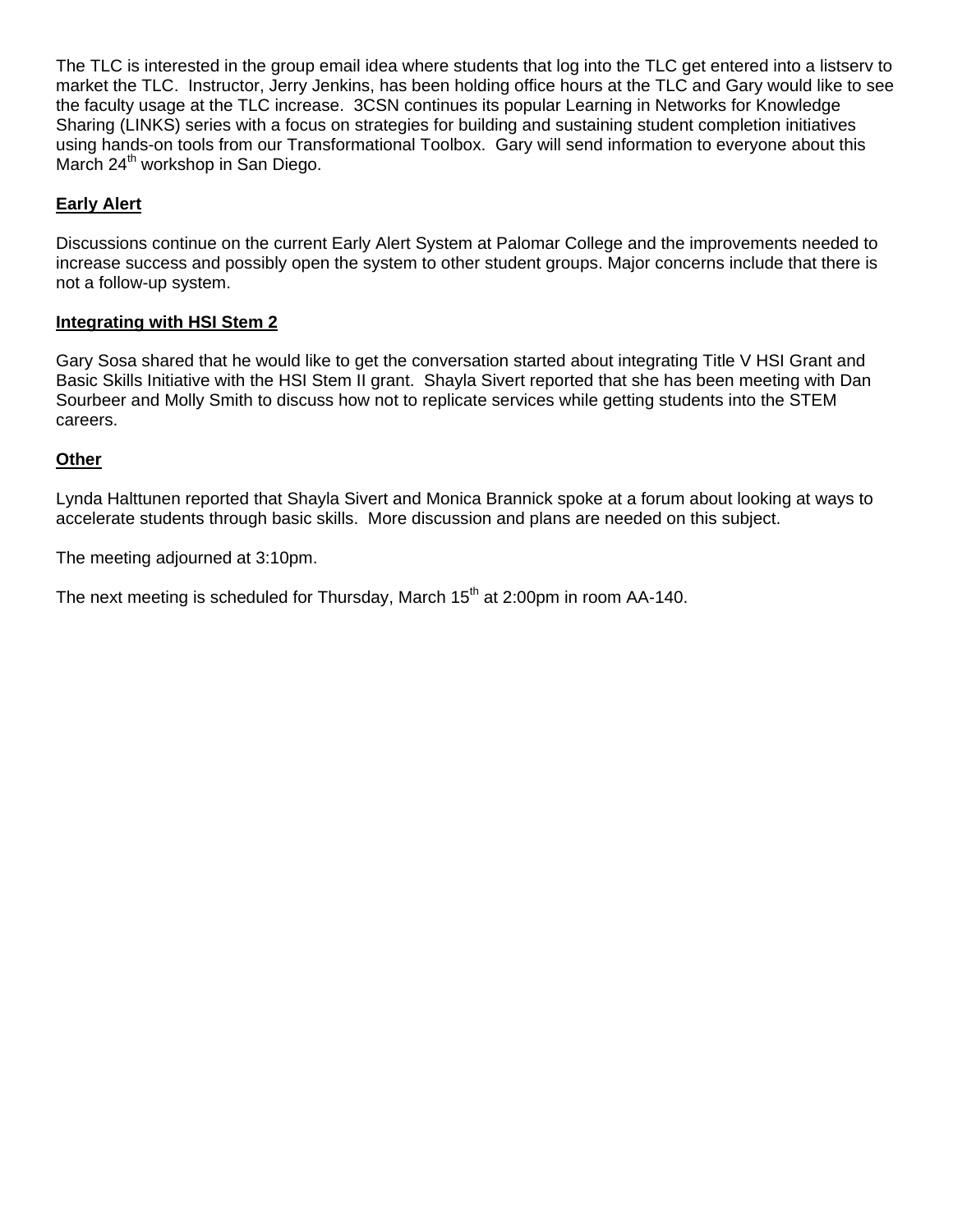The TLC is interested in the group email idea where students that log into the TLC get entered into a listserv to market the TLC. Instructor, Jerry Jenkins, has been holding office hours at the TLC and Gary would like to see the faculty usage at the TLC increase. 3CSN continues its popular Learning in Networks for Knowledge Sharing (LINKS) series with a focus on strategies for building and sustaining student completion initiatives using hands-on tools from our Transformational Toolbox. Gary will send information to everyone about this March 24th workshop in San Diego.

**Early Alert**

Discussions continue on the current Early Alert System at Palomar College and the improvements needed to increase success and possibly open the system to other student groups. Major concerns include that there is not a follow-up system.

**Integrating with HSI Stem 2**

Gary Sosa shared that he would like to get the conversation started about integrating Title V HSI Grant and Basic Skills Initiative with the HSI Stem II grant. Shayla Sivert reported that she has been meeting with Dan Sourbeer and Molly Smith to discuss how not to replicate services while getting students into the STEM careers.

**Other**

Lynda Halttunen reported that Shayla Sivert and Monica Brannick spoke at a forum about looking at ways to accelerate students through basic skills. More discussion and plans are needed on this subject.

The meeting adjourned at 3:10pm.

The next meeting is scheduled for Thursday, March 15th at 2:00pm in room AA-140.